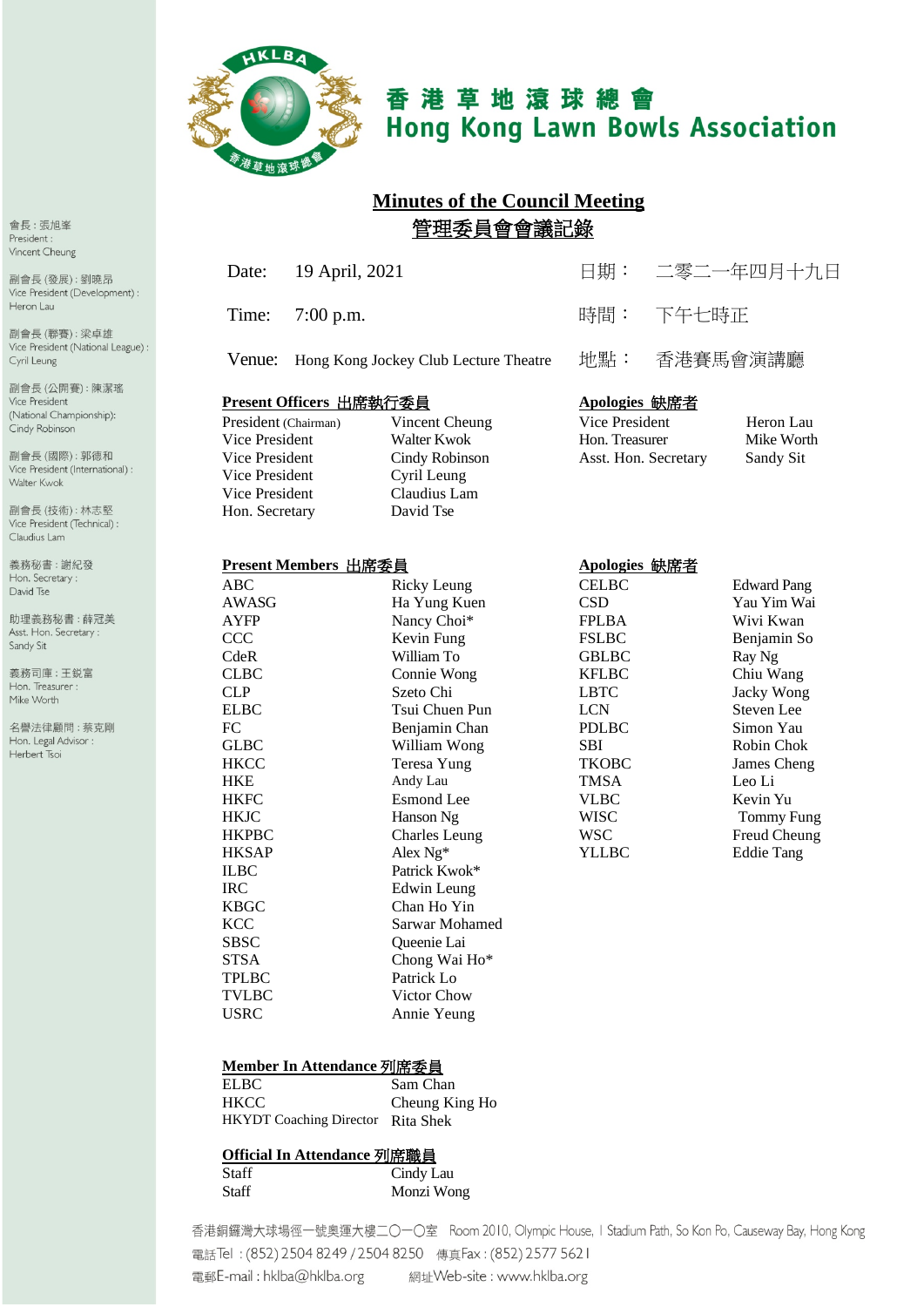# 香 港 草 地 滾 球 總 會
# Hong Kong Lawn Bowls Association

會長：張旭峯
President：
Vincent Cheung

副會長 (發展)：劉曉昂
Vice President (Development)：
Heron Lau

副會長 (聯賽)：梁卓雄
Vice President (National League)：
Cyril Leung

副會長 (公開賽)：陳潔瑤
Vice President
(National Championship)：
Cindy Robinson

副會長 (國際)：郭德和
Vice President (International)：
Walter Kwok

副會長 (技術)：林志堅
Vice President (Technical)：
Claudius Lam

義務秘書：謝紀發
Hon. Secretary：
David Tse

助理義務秘書：薛冠美
Asst. Hon. Secretary：
Sandy Sit

義務司庫：王鋭富
Hon. Treasurer：
Mike Worth

名譽法律顧問：蔡克剛
Hon. Legal Advisor：
Herbert Tsoi

## Minutes of the Council Meeting
## 管理委員會會議記錄

| | | | |
|---|---|---|---|
| Date: | 19 April, 2021 | 日期： | 二零二一年四月十九日 |
| Time: | 7:00 p.m. | 時間： | 下午七時正 |
| Venue: | Hong Kong Jockey Club Lecture Theatre | 地點： | 香港賽馬會演講廳 |

**Present Officers 出席執行委員**

| | |
|---|---|
| President (Chairman) | Vincent Cheung |
| Vice President | Walter Kwok |
| Vice President | Cindy Robinson |
| Vice President | Cyril Leung |
| Vice President | Claudius Lam |
| Hon. Secretary | David Tse |

**Apologies 缺席者**

| | |
|---|---|
| Vice President | Heron Lau |
| Hon. Treasurer | Mike Worth |
| Asst. Hon. Secretary | Sandy Sit |

**Present Members 出席委員**

| | |
|---|---|
| ABC | Ricky Leung |
| AWASG | Ha Yung Kuen |
| AYFP | Nancy Choi* |
| CCC | Kevin Fung |
| CdeR | William To |
| CLBC | Connie Wong |
| CLP | Szeto Chi |
| ELBC | Tsui Chuen Pun |
| FC | Benjamin Chan |
| GLBC | William Wong |
| HKCC | Teresa Yung |
| HKE | Andy Lau |
| HKFC | Esmond Lee |
| HKJC | Hanson Ng |
| HKPBC | Charles Leung |
| HKSAP | Alex Ng* |
| ILBC | Patrick Kwok* |
| IRC | Edwin Leung |
| KBGC | Chan Ho Yin |
| KCC | Sarwar Mohamed |
| SBSC | Queenie Lai |
| STSA | Chong Wai Ho* |
| TPLBC | Patrick Lo |
| TVLBC | Victor Chow |
| USRC | Annie Yeung |

**Apologies 缺席者**

| | |
|---|---|
| CELBC | Edward Pang |
| CSD | Yau Yim Wai |
| FPLBA | Wivi Kwan |
| FSLBC | Benjamin So |
| GBLBC | Ray Ng |
| KFLBC | Chiu Wang |
| LBTC | Jacky Wong |
| LCN | Steven Lee |
| PDLBC | Simon Yau |
| SBI | Robin Chok |
| TKOBC | James Cheng |
| TMSA | Leo Li |
| VLBC | Kevin Yu |
| WISC | Tommy Fung |
| WSC | Freud Cheung |
| YLLBC | Eddie Tang |

**Member In Attendance 列席委員**

| | |
|---|---|
| ELBC | Sam Chan |
| HKCC | Cheung King Ho |
| HKYDT Coaching Director | Rita Shek |

**Official In Attendance 列席職員**

| | |
|---|---|
| Staff | Cindy Lau |
| Staff | Monzi Wong |

香港銅鑼灣大球場徑一號奥運大樓二〇一〇室 Room 2010, Olympic House, 1 Stadium Path, So Kon Po, Causeway Bay, Hong Kong
電話Tel：(852) 2504 8249 / 2504 8250 傳真Fax：(852) 2577 5621
電郵E-mail：hklba@hklba.org 網址Web-site：www.hklba.org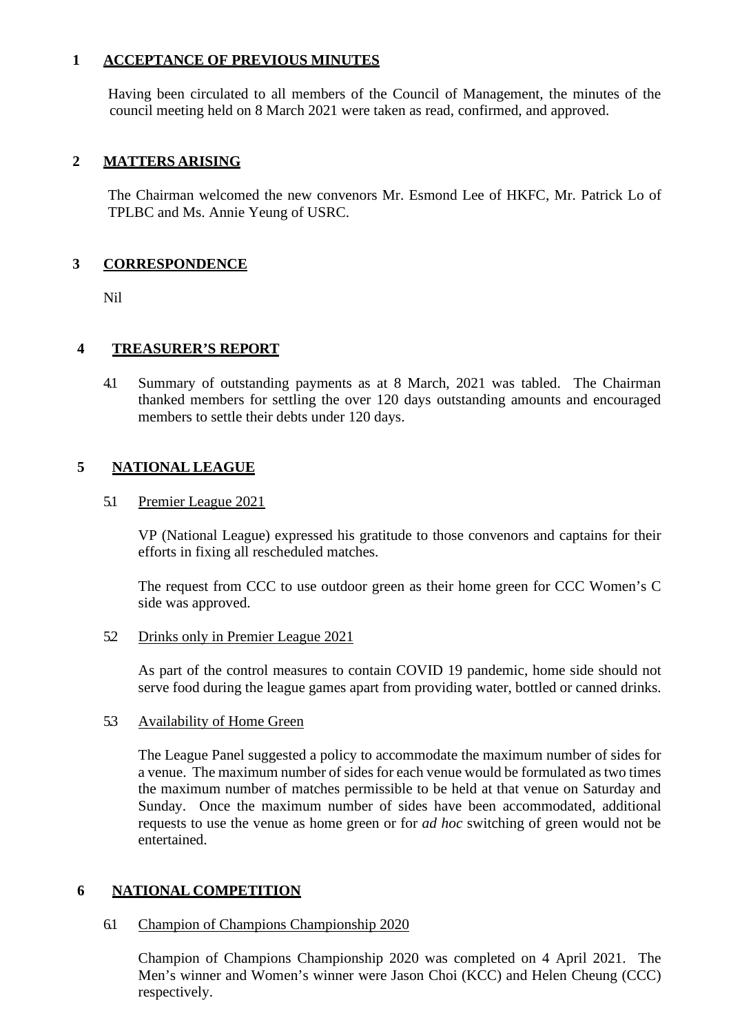## 1 ACCEPTANCE OF PREVIOUS MINUTES

Having been circulated to all members of the Council of Management, the minutes of the council meeting held on 8 March 2021 were taken as read, confirmed, and approved.

## 2 MATTERS ARISING

The Chairman welcomed the new convenors Mr. Esmond Lee of HKFC, Mr. Patrick Lo of TPLBC and Ms. Annie Yeung of USRC.

## 3 CORRESPONDENCE

Nil

## 4 TREASURER'S REPORT

4.1 Summary of outstanding payments as at 8 March, 2021 was tabled. The Chairman thanked members for settling the over 120 days outstanding amounts and encouraged members to settle their debts under 120 days.

## 5 NATIONAL LEAGUE

### 5.1 Premier League 2021

VP (National League) expressed his gratitude to those convenors and captains for their efforts in fixing all rescheduled matches.

The request from CCC to use outdoor green as their home green for CCC Women's C side was approved.

### 5.2 Drinks only in Premier League 2021

As part of the control measures to contain COVID 19 pandemic, home side should not serve food during the league games apart from providing water, bottled or canned drinks.

### 5.3 Availability of Home Green

The League Panel suggested a policy to accommodate the maximum number of sides for a venue. The maximum number of sides for each venue would be formulated as two times the maximum number of matches permissible to be held at that venue on Saturday and Sunday. Once the maximum number of sides have been accommodated, additional requests to use the venue as home green or for *ad hoc* switching of green would not be entertained.

## 6 NATIONAL COMPETITION

### 6.1 Champion of Champions Championship 2020

Champion of Champions Championship 2020 was completed on 4 April 2021. The Men's winner and Women's winner were Jason Choi (KCC) and Helen Cheung (CCC) respectively.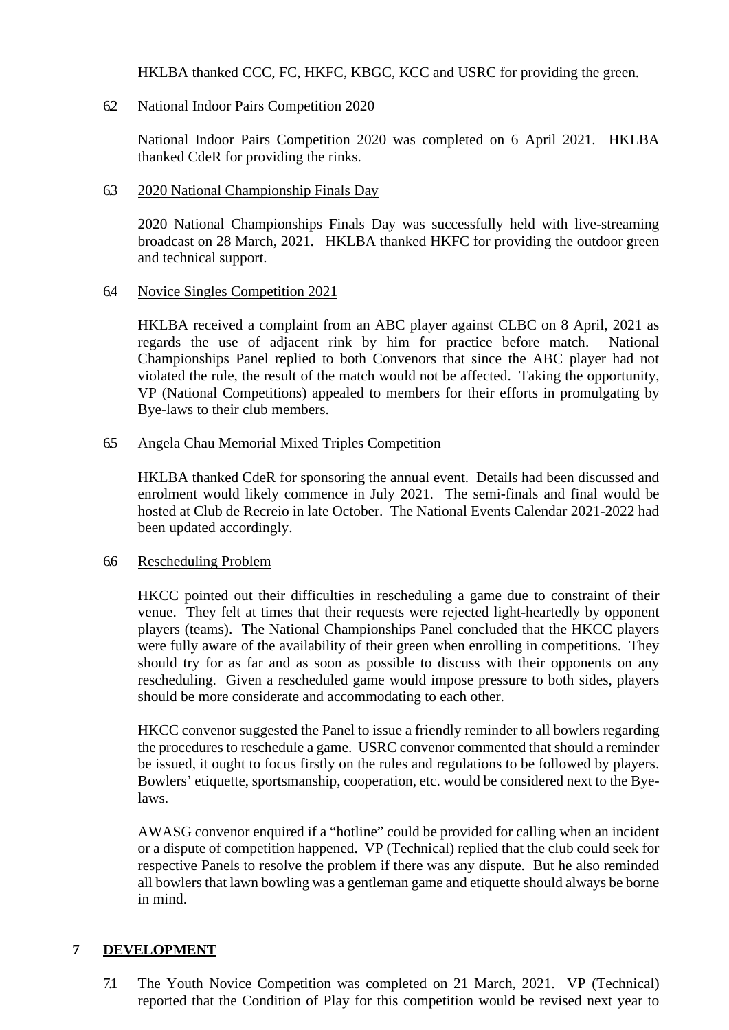HKLBA thanked CCC, FC, HKFC, KBGC, KCC and USRC for providing the green.

6.2 National Indoor Pairs Competition 2020

National Indoor Pairs Competition 2020 was completed on 6 April 2021. HKLBA thanked CdeR for providing the rinks.

6.3 2020 National Championship Finals Day

2020 National Championships Finals Day was successfully held with live-streaming broadcast on 28 March, 2021. HKLBA thanked HKFC for providing the outdoor green and technical support.

6.4 Novice Singles Competition 2021

HKLBA received a complaint from an ABC player against CLBC on 8 April, 2021 as regards the use of adjacent rink by him for practice before match. National Championships Panel replied to both Convenors that since the ABC player had not violated the rule, the result of the match would not be affected. Taking the opportunity, VP (National Competitions) appealed to members for their efforts in promulgating by Bye-laws to their club members.

6.5 Angela Chau Memorial Mixed Triples Competition

HKLBA thanked CdeR for sponsoring the annual event. Details had been discussed and enrolment would likely commence in July 2021. The semi-finals and final would be hosted at Club de Recreio in late October. The National Events Calendar 2021-2022 had been updated accordingly.

6.6 Rescheduling Problem

HKCC pointed out their difficulties in rescheduling a game due to constraint of their venue. They felt at times that their requests were rejected light-heartedly by opponent players (teams). The National Championships Panel concluded that the HKCC players were fully aware of the availability of their green when enrolling in competitions. They should try for as far and as soon as possible to discuss with their opponents on any rescheduling. Given a rescheduled game would impose pressure to both sides, players should be more considerate and accommodating to each other.

HKCC convenor suggested the Panel to issue a friendly reminder to all bowlers regarding the procedures to reschedule a game. USRC convenor commented that should a reminder be issued, it ought to focus firstly on the rules and regulations to be followed by players. Bowlers' etiquette, sportsmanship, cooperation, etc. would be considered next to the Bye-laws.

AWASG convenor enquired if a "hotline" could be provided for calling when an incident or a dispute of competition happened. VP (Technical) replied that the club could seek for respective Panels to resolve the problem if there was any dispute. But he also reminded all bowlers that lawn bowling was a gentleman game and etiquette should always be borne in mind.

## 7 DEVELOPMENT

7.1 The Youth Novice Competition was completed on 21 March, 2021. VP (Technical) reported that the Condition of Play for this competition would be revised next year to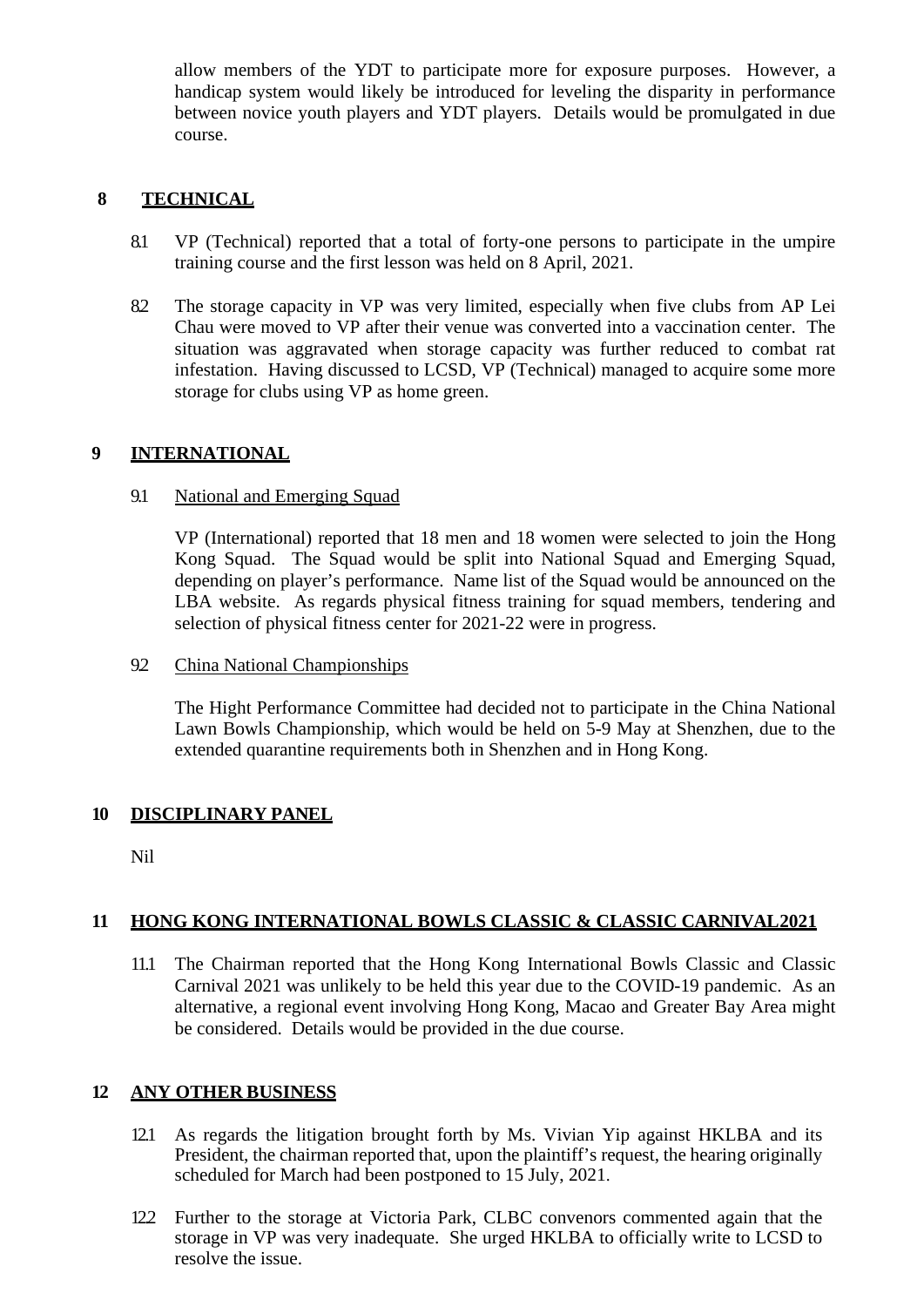allow members of the YDT to participate more for exposure purposes. However, a handicap system would likely be introduced for leveling the disparity in performance between novice youth players and YDT players. Details would be promulgated in due course.

## 8 TECHNICAL

8.1 VP (Technical) reported that a total of forty-one persons to participate in the umpire training course and the first lesson was held on 8 April, 2021.

8.2 The storage capacity in VP was very limited, especially when five clubs from AP Lei Chau were moved to VP after their venue was converted into a vaccination center. The situation was aggravated when storage capacity was further reduced to combat rat infestation. Having discussed to LCSD, VP (Technical) managed to acquire some more storage for clubs using VP as home green.

## 9 INTERNATIONAL

9.1 National and Emerging Squad

VP (International) reported that 18 men and 18 women were selected to join the Hong Kong Squad. The Squad would be split into National Squad and Emerging Squad, depending on player's performance. Name list of the Squad would be announced on the LBA website. As regards physical fitness training for squad members, tendering and selection of physical fitness center for 2021-22 were in progress.

9.2 China National Championships

The Hight Performance Committee had decided not to participate in the China National Lawn Bowls Championship, which would be held on 5-9 May at Shenzhen, due to the extended quarantine requirements both in Shenzhen and in Hong Kong.

## 10 DISCIPLINARY PANEL

Nil

## 11 HONG KONG INTERNATIONAL BOWLS CLASSIC & CLASSIC CARNIVAL2021

11.1 The Chairman reported that the Hong Kong International Bowls Classic and Classic Carnival 2021 was unlikely to be held this year due to the COVID-19 pandemic. As an alternative, a regional event involving Hong Kong, Macao and Greater Bay Area might be considered. Details would be provided in the due course.

## 12 ANY OTHER BUSINESS

12.1 As regards the litigation brought forth by Ms. Vivian Yip against HKLBA and its President, the chairman reported that, upon the plaintiff's request, the hearing originally scheduled for March had been postponed to 15 July, 2021.

12.2 Further to the storage at Victoria Park, CLBC convenors commented again that the storage in VP was very inadequate. She urged HKLBA to officially write to LCSD to resolve the issue.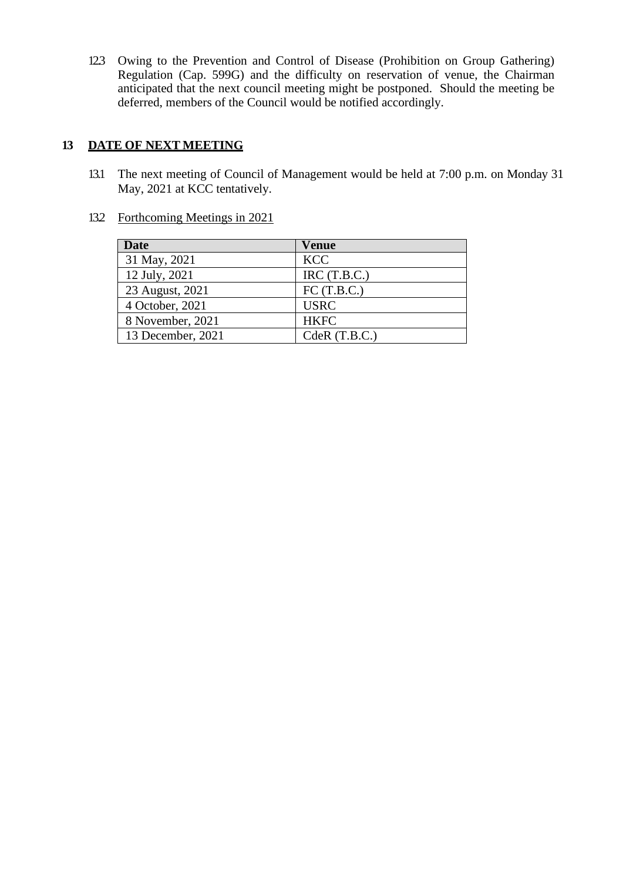12.3 Owing to the Prevention and Control of Disease (Prohibition on Group Gathering) Regulation (Cap. 599G) and the difficulty on reservation of venue, the Chairman anticipated that the next council meeting might be postponed. Should the meeting be deferred, members of the Council would be notified accordingly.

## 13 DATE OF NEXT MEETING

13.1 The next meeting of Council of Management would be held at 7:00 p.m. on Monday 31 May, 2021 at KCC tentatively.

13.2 Forthcoming Meetings in 2021

| Date | Venue |
|---|---|
| 31 May, 2021 | KCC |
| 12 July, 2021 | IRC (T.B.C.) |
| 23 August, 2021 | FC (T.B.C.) |
| 4 October, 2021 | USRC |
| 8 November, 2021 | HKFC |
| 13 December, 2021 | CdeR (T.B.C.) |